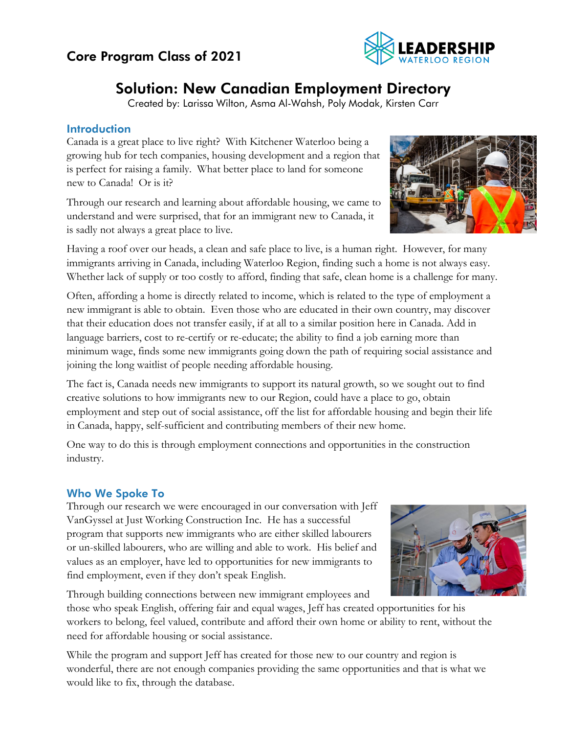Core Program Class of 2021

# Solution: New Canadian Employment Directory

Created by: Larissa Wilton, Asma Al-Wahsh, Poly Modak, Kirsten Carr

## Introduction

Canada is a great place to live right? With Kitchener Waterloo being a growing hub for tech companies, housing development and a region that is perfect for raising a family. What better place to land for someone new to Canada! Or is it?

Through our research and learning about affordable housing, we came to understand and were surprised, that for an immigrant new to Canada, it is sadly not always a great place to live.

Having a roof over our heads, a clean and safe place to live, is a human right. However, for many immigrants arriving in Canada, including Waterloo Region, finding such a home is not always easy. Whether lack of supply or too costly to afford, finding that safe, clean home is a challenge for many.

Often, affording a home is directly related to income, which is related to the type of employment a new immigrant is able to obtain. Even those who are educated in their own country, may discover that their education does not transfer easily, if at all to a similar position here in Canada. Add in language barriers, cost to re-certify or re-educate; the ability to find a job earning more than minimum wage, finds some new immigrants going down the path of requiring social assistance and joining the long waitlist of people needing affordable housing.

The fact is, Canada needs new immigrants to support its natural growth, so we sought out to find creative solutions to how immigrants new to our Region, could have a place to go, obtain employment and step out of social assistance, off the list for affordable housing and begin their life in Canada, happy, self-sufficient and contributing members of their new home.

One way to do this is through employment connections and opportunities in the construction industry.

## Who We Spoke To

Through our research we were encouraged in our conversation with Jeff VanGyssel at Just Working Construction Inc. He has a successful program that supports new immigrants who are either skilled labourers or un-skilled labourers, who are willing and able to work. His belief and values as an employer, have led to opportunities for new immigrants to find employment, even if they don't speak English.

Through building connections between new immigrant employees and those who speak English, offering fair and equal wages, Jeff has created opportunities for his workers to belong, feel valued, contribute and afford their own home or ability to rent, without the need for affordable housing or social assistance.

While the program and support Jeff has created for those new to our country and region is wonderful, there are not enough companies providing the same opportunities and that is what we would like to fix, through the database.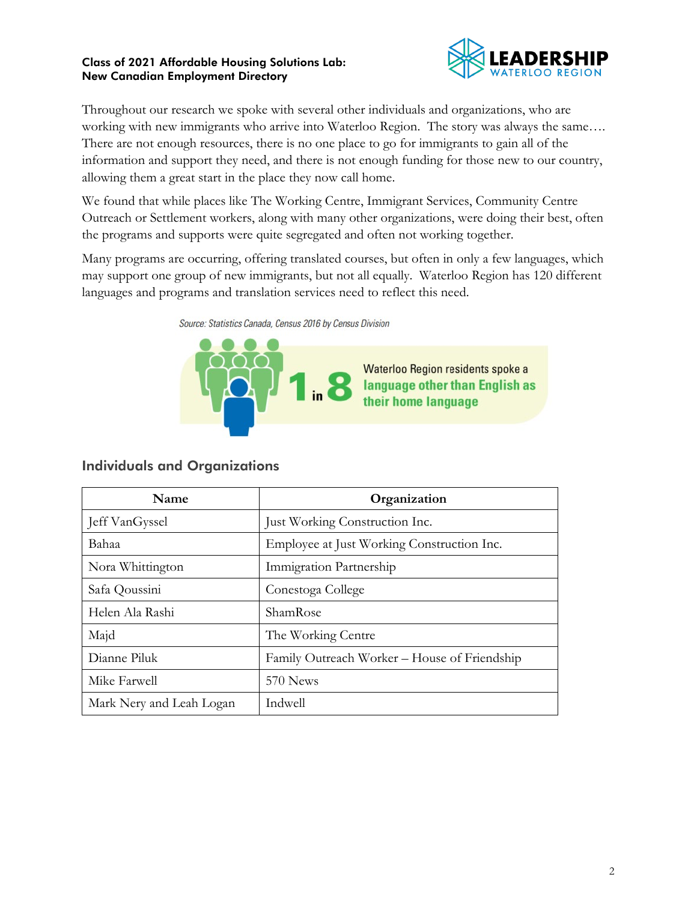Throughout our research we spoke with several other individuals and organizations, who are working with new immigrants who arrive into Waterloo Region. The story was always the same…. There are not enough resources, there is no one place to go for immigrants to gain all of the information and support they need, and there is not enough funding for those new to our country, allowing them a great start in the place they now call home.

We found that while places like The Working Centre, Immigrant Services, Community Centre Outreach or Settlement workers, along with many other organizations, were doing their best, often the programs and supports were quite segregated and often not working together.

Many programs are occurring, offering translated courses, but often in only a few languages, which may support one group of new immigrants, but not all equally. Waterloo Region has 120 different languages and programs and translation services need to reflect this need.

Source: Statistics Canada, Census 2016 by Census Division

1 in 8 Waterloo Region residents spoke a **language other than English as their home language**

## Individuals and Organizations

| Name | Organization |
| --- | --- |
| Jeff VanGyssel | Just Working Construction Inc. |
| Bahaa | Employee at Just Working Construction Inc. |
| Nora Whittington | Immigration Partnership |
| Safa Qoussini | Conestoga College |
| Helen Ala Rashi | ShamRose |
| Majd | The Working Centre |
| Dianne Piluk | Family Outreach Worker – House of Friendship |
| Mike Farwell | 570 News |
| Mark Nery and Leah Logan | Indwell |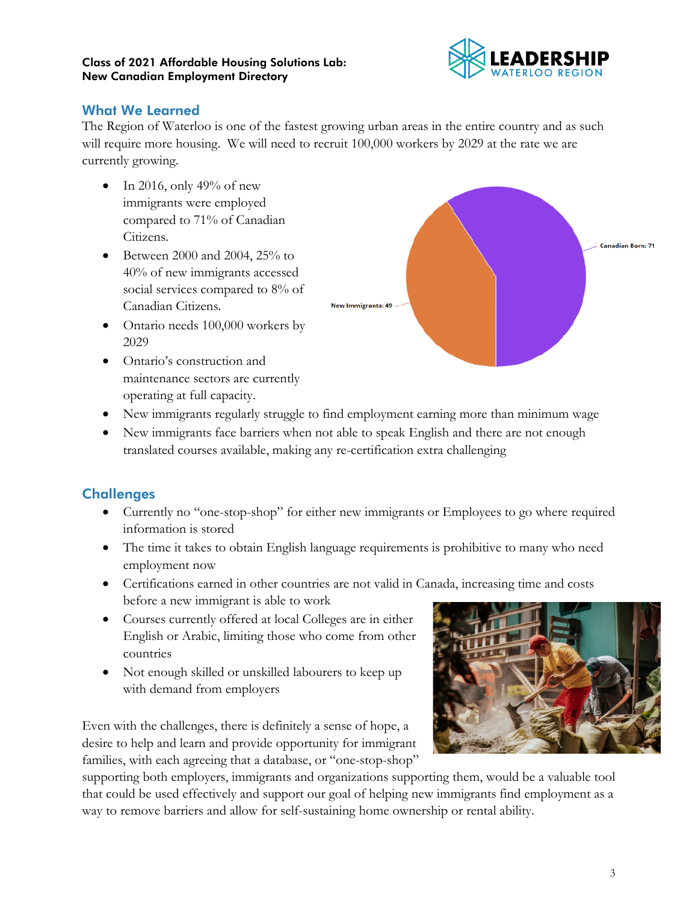# What We Learned

The Region of Waterloo is one of the fastest growing urban areas in the entire country and as such will require more housing. We will need to recruit 100,000 workers by 2029 at the rate we are currently growing.

- In 2016, only 49% of new immigrants were employed compared to 71% of Canadian Citizens.
- Between 2000 and 2004, 25% to 40% of new immigrants accessed social services compared to 8% of Canadian Citizens.
- Ontario needs 100,000 workers by 2029
- Ontario's construction and maintenance sectors are currently operating at full capacity.
- New immigrants regularly struggle to find employment earning more than minimum wage
- New immigrants face barriers when not able to speak English and there are not enough translated courses available, making any re-certification extra challenging

Canadian Born: 71

New Immigrants: 49

# Challenges

- Currently no "one-stop-shop" for either new immigrants or Employees to go where required information is stored
- The time it takes to obtain English language requirements is prohibitive to many who need employment now
- Certifications earned in other countries are not valid in Canada, increasing time and costs before a new immigrant is able to work
- Courses currently offered at local Colleges are in either English or Arabic, limiting those who come from other countries
- Not enough skilled or unskilled labourers to keep up with demand from employers

Even with the challenges, there is definitely a sense of hope, a desire to help and learn and provide opportunity for immigrant families, with each agreeing that a database, or "one-stop-shop" supporting both employers, immigrants and organizations supporting them, would be a valuable tool that could be used effectively and support our goal of helping new immigrants find employment as a way to remove barriers and allow for self-sustaining home ownership or rental ability.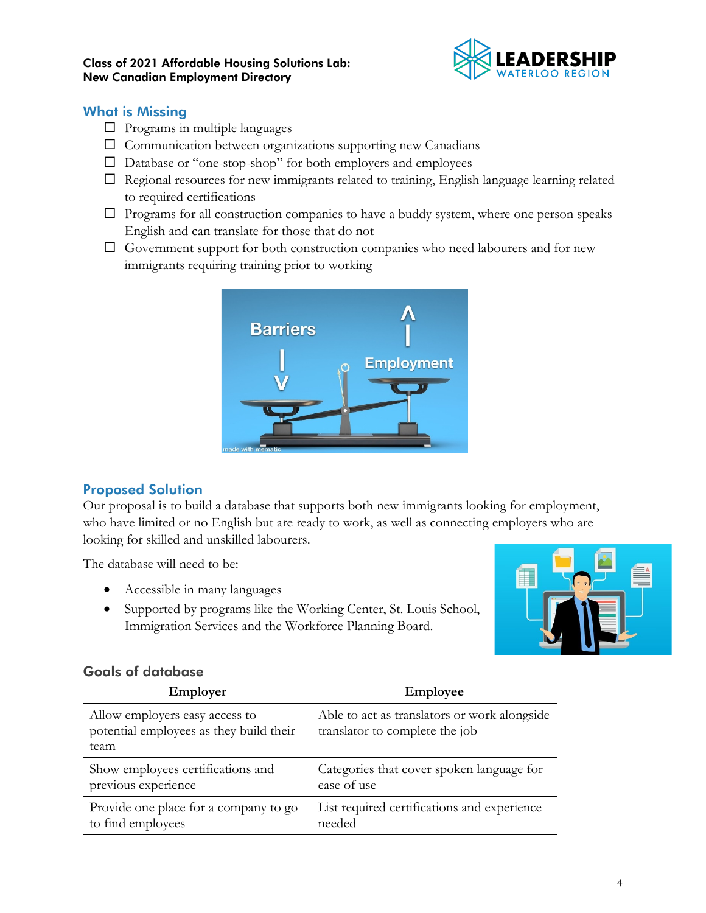## What is Missing

- ☐ Programs in multiple languages
- ☐ Communication between organizations supporting new Canadians
- ☐ Database or "one-stop-shop" for both employers and employees
- ☐ Regional resources for new immigrants related to training, English language learning related to required certifications
- ☐ Programs for all construction companies to have a buddy system, where one person speaks English and can translate for those that do not
- ☐ Government support for both construction companies who need labourers and for new immigrants requiring training prior to working

## Proposed Solution

Our proposal is to build a database that supports both new immigrants looking for employment, who have limited or no English but are ready to work, as well as connecting employers who are looking for skilled and unskilled labourers.

The database will need to be:

- Accessible in many languages
- Supported by programs like the Working Center, St. Louis School, Immigration Services and the Workforce Planning Board.

### Goals of database

| Employer | Employee |
|---|---|
| Allow employers easy access to potential employees as they build their team | Able to act as translators or work alongside translator to complete the job |
| Show employees certifications and previous experience | Categories that cover spoken language for ease of use |
| Provide one place for a company to go to find employees | List required certifications and experience needed |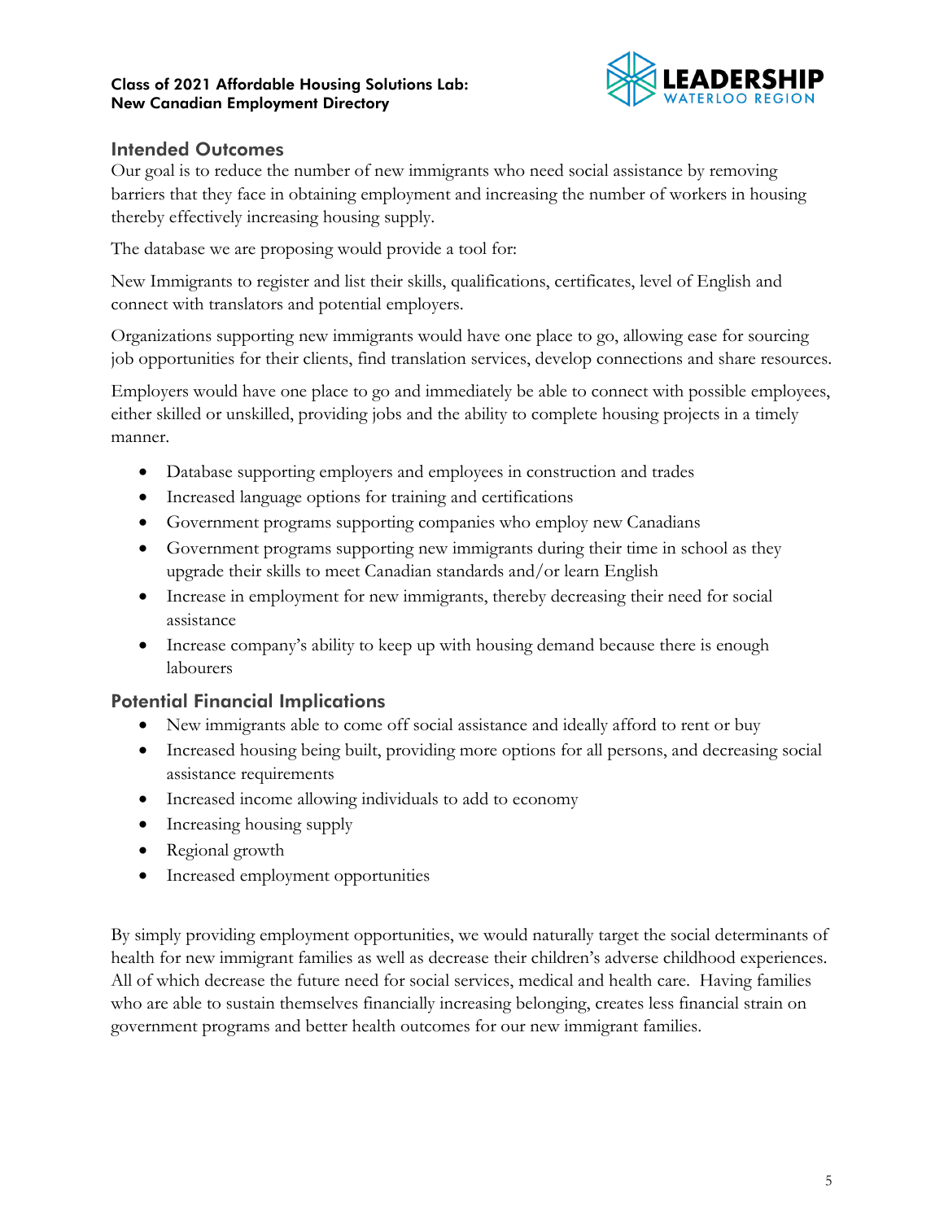## Intended Outcomes

Our goal is to reduce the number of new immigrants who need social assistance by removing barriers that they face in obtaining employment and increasing the number of workers in housing thereby effectively increasing housing supply.

The database we are proposing would provide a tool for:

New Immigrants to register and list their skills, qualifications, certificates, level of English and connect with translators and potential employers.

Organizations supporting new immigrants would have one place to go, allowing ease for sourcing job opportunities for their clients, find translation services, develop connections and share resources.

Employers would have one place to go and immediately be able to connect with possible employees, either skilled or unskilled, providing jobs and the ability to complete housing projects in a timely manner.

- Database supporting employers and employees in construction and trades
- Increased language options for training and certifications
- Government programs supporting companies who employ new Canadians
- Government programs supporting new immigrants during their time in school as they upgrade their skills to meet Canadian standards and/or learn English
- Increase in employment for new immigrants, thereby decreasing their need for social assistance
- Increase company's ability to keep up with housing demand because there is enough labourers

## Potential Financial Implications

- New immigrants able to come off social assistance and ideally afford to rent or buy
- Increased housing being built, providing more options for all persons, and decreasing social assistance requirements
- Increased income allowing individuals to add to economy
- Increasing housing supply
- Regional growth
- Increased employment opportunities

By simply providing employment opportunities, we would naturally target the social determinants of health for new immigrant families as well as decrease their children's adverse childhood experiences. All of which decrease the future need for social services, medical and health care. Having families who are able to sustain themselves financially increasing belonging, creates less financial strain on government programs and better health outcomes for our new immigrant families.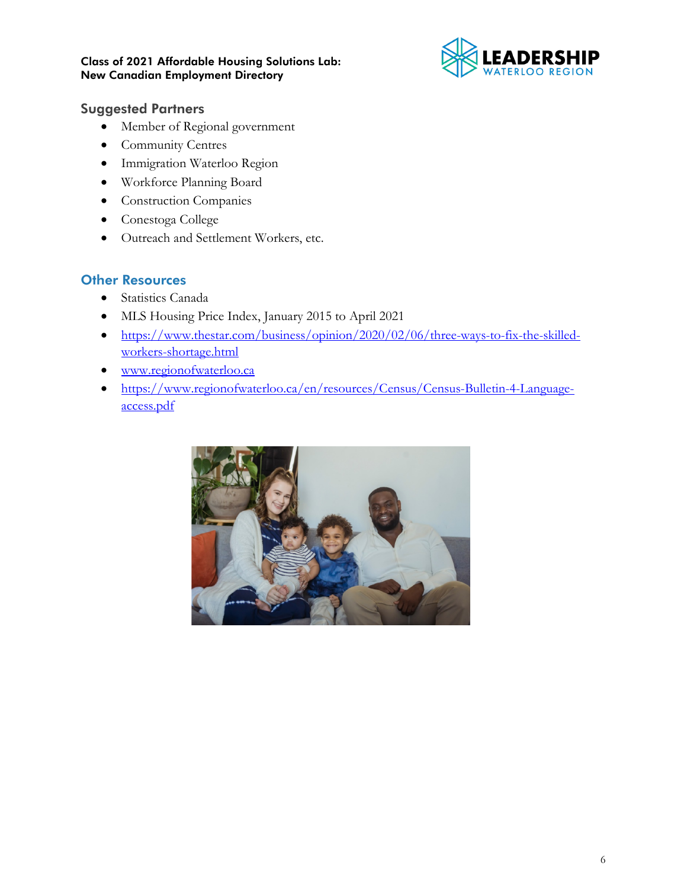## Suggested Partners

- Member of Regional government
- Community Centres
- Immigration Waterloo Region
- Workforce Planning Board
- Construction Companies
- Conestoga College
- Outreach and Settlement Workers, etc.

## Other Resources

- Statistics Canada
- MLS Housing Price Index, January 2015 to April 2021
- https://www.thestar.com/business/opinion/2020/02/06/three-ways-to-fix-the-skilled-workers-shortage.html
- www.regionofwaterloo.ca
- https://www.regionofwaterloo.ca/en/resources/Census/Census-Bulletin-4-Language-access.pdf